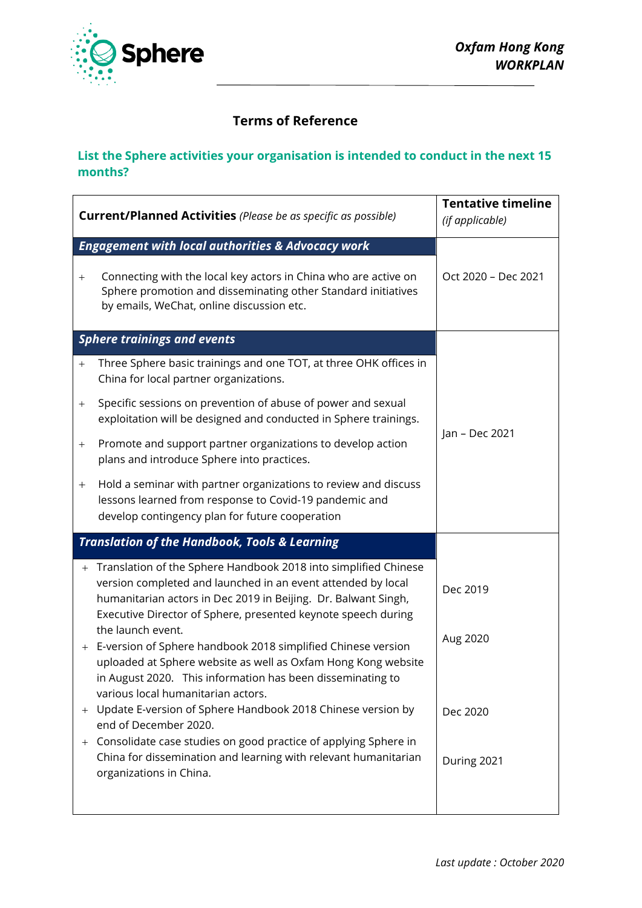Sphere

*Oxfam Hong Kong*
***WORKPLAN***

## Terms of Reference

### List the Sphere activities your organisation is intended to conduct in the next 15 months?

| **Current/Planned Activities** *(Please be as specific as possible)* | **Tentative timeline** *(if applicable)* |
|---|---|
| ***Engagement with local authorities & Advocacy work*** | |
| + Connecting with the local key actors in China who are active on Sphere promotion and disseminating other Standard initiatives by emails, WeChat, online discussion etc. | Oct 2020 – Dec 2021 |
| ***Sphere trainings and events*** | |
| + Three Sphere basic trainings and one TOT, at three OHK offices in China for local partner organizations.<br>+ Specific sessions on prevention of abuse of power and sexual exploitation will be designed and conducted in Sphere trainings.<br>+ Promote and support partner organizations to develop action plans and introduce Sphere into practices.<br>+ Hold a seminar with partner organizations to review and discuss lessons learned from response to Covid-19 pandemic and develop contingency plan for future cooperation | Jan – Dec 2021 |
| ***Translation of the Handbook, Tools & Learning*** | |
| + Translation of the Sphere Handbook 2018 into simplified Chinese version completed and launched in an event attended by local humanitarian actors in Dec 2019 in Beijing. Dr. Balwant Singh, Executive Director of Sphere, presented keynote speech during the launch event. | Dec 2019 |
| + E-version of Sphere handbook 2018 simplified Chinese version uploaded at Sphere website as well as Oxfam Hong Kong website in August 2020. This information has been disseminating to various local humanitarian actors. | Aug 2020 |
| + Update E-version of Sphere Handbook 2018 Chinese version by end of December 2020. | Dec 2020 |
| + Consolidate case studies on good practice of applying Sphere in China for dissemination and learning with relevant humanitarian organizations in China. | During 2021 |

*Last update : October 2020*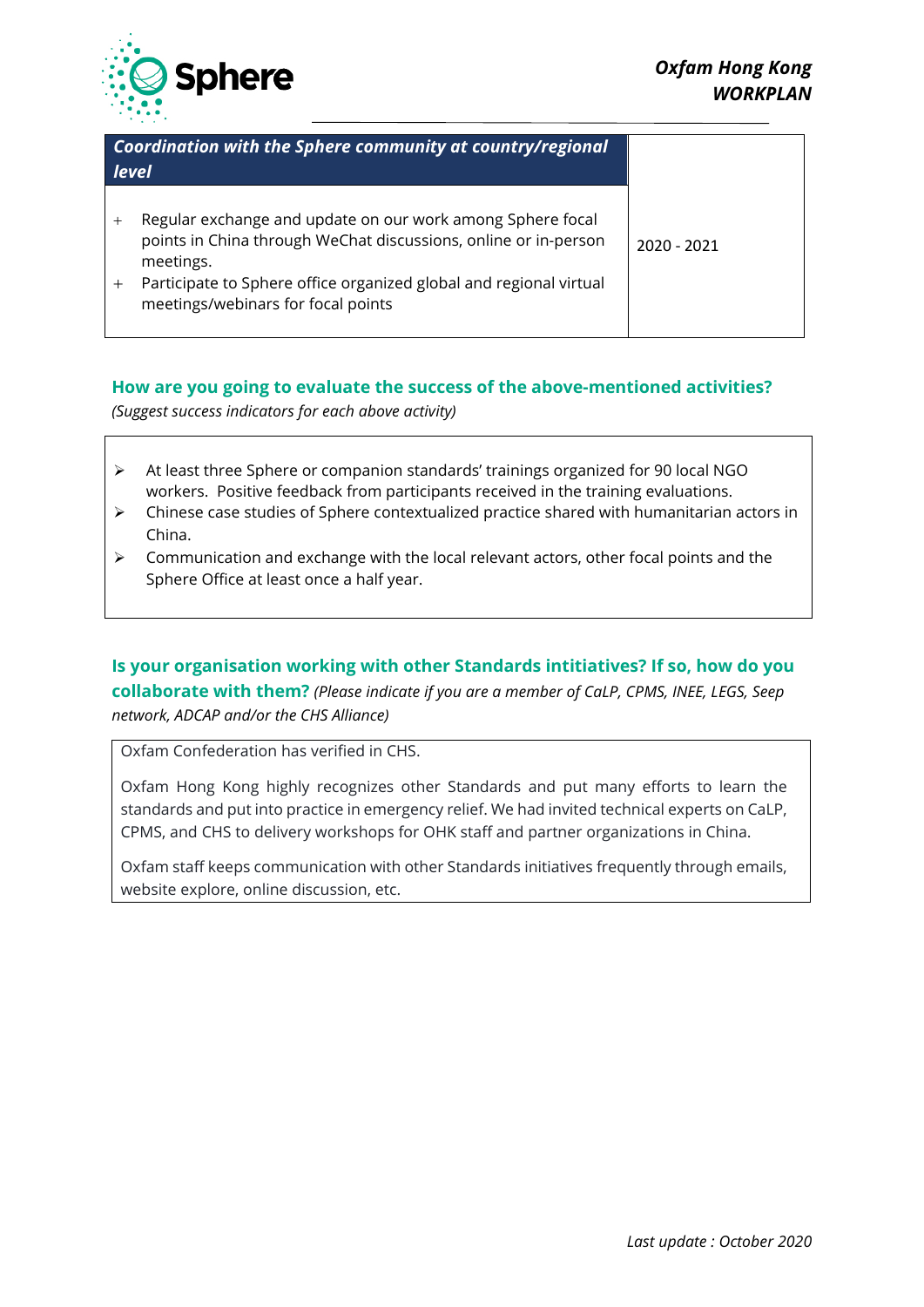| Coordination with the Sphere community at country/regional level | |
|---|---|
| + Regular exchange and update on our work among Sphere focal points in China through WeChat discussions, online or in-person meetings.<br>+ Participate to Sphere office organized global and regional virtual meetings/webinars for focal points | 2020 - 2021 |

## How are you going to evaluate the success of the above-mentioned activities?

*(Suggest success indicators for each above activity)*

- At least three Sphere or companion standards' trainings organized for 90 local NGO workers. Positive feedback from participants received in the training evaluations.
- Chinese case studies of Sphere contextualized practice shared with humanitarian actors in China.
- Communication and exchange with the local relevant actors, other focal points and the Sphere Office at least once a half year.

## Is your organisation working with other Standards intitiatives? If so, how do you collaborate with them?

*(Please indicate if you are a member of CaLP, CPMS, INEE, LEGS, Seep network, ADCAP and/or the CHS Alliance)*

Oxfam Confederation has verified in CHS.

Oxfam Hong Kong highly recognizes other Standards and put many efforts to learn the standards and put into practice in emergency relief. We had invited technical experts on CaLP, CPMS, and CHS to delivery workshops for OHK staff and partner organizations in China.

Oxfam staff keeps communication with other Standards initiatives frequently through emails, website explore, online discussion, etc.

*Last update : October 2020*